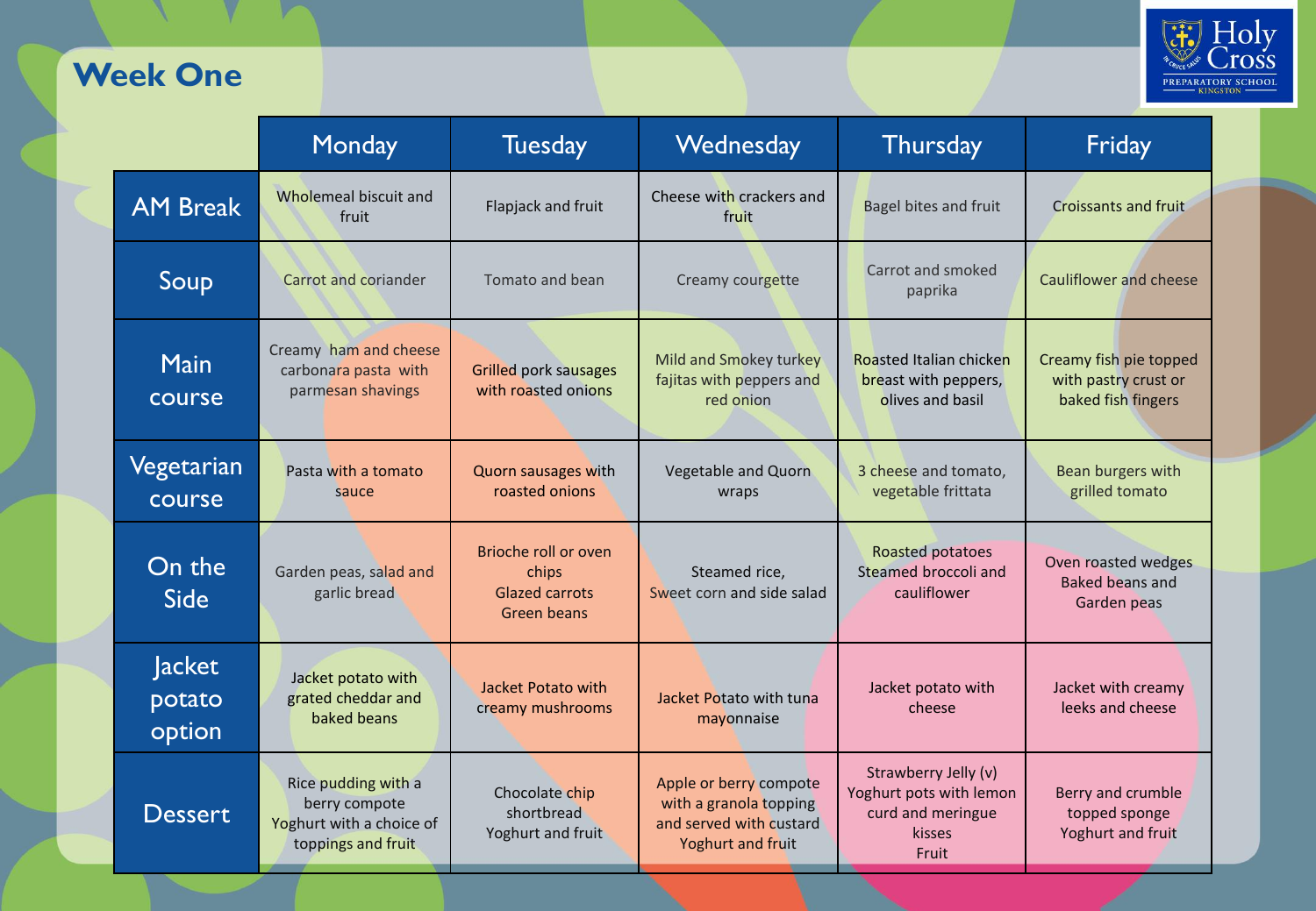## Week One

Holy Cross Preparatory School Kingston

| | Monday | Tuesday | Wednesday | Thursday | Friday |
|---|---|---|---|---|---|
| AM Break | Wholemeal biscuit and fruit | Flapjack and fruit | Cheese with crackers and fruit | Bagel bites and fruit | Croissants and fruit |
| Soup | Carrot and coriander | Tomato and bean | Creamy courgette | Carrot and smoked paprika | Cauliflower and cheese |
| Main course | Creamy ham and cheese carbonara pasta with parmesan shavings | Grilled pork sausages with roasted onions | Mild and Smokey turkey fajitas with peppers and red onion | Roasted Italian chicken breast with peppers, olives and basil | Creamy fish pie topped with pastry crust or baked fish fingers |
| Vegetarian course | Pasta with a tomato sauce | Quorn sausages with roasted onions | Vegetable and Quorn wraps | 3 cheese and tomato, vegetable frittata | Bean burgers with grilled tomato |
| On the Side | Garden peas, salad and garlic bread | Brioche roll or oven chips<br>Glazed carrots<br>Green beans | Steamed rice,<br>Sweet corn and side salad | Roasted potatoes<br>Steamed broccoli and cauliflower | Oven roasted wedges<br>Baked beans and<br>Garden peas |
| Jacket potato option | Jacket potato with grated cheddar and baked beans | Jacket Potato with creamy mushrooms | Jacket Potato with tuna mayonnaise | Jacket potato with cheese | Jacket with creamy leeks and cheese |
| Dessert | Rice pudding with a berry compote<br>Yoghurt with a choice of toppings and fruit | Chocolate chip shortbread<br>Yoghurt and fruit | Apple or berry compote with a granola topping and served with custard<br>Yoghurt and fruit | Strawberry Jelly (v)<br>Yoghurt pots with lemon curd and meringue kisses<br>Fruit | Berry and crumble topped sponge<br>Yoghurt and fruit |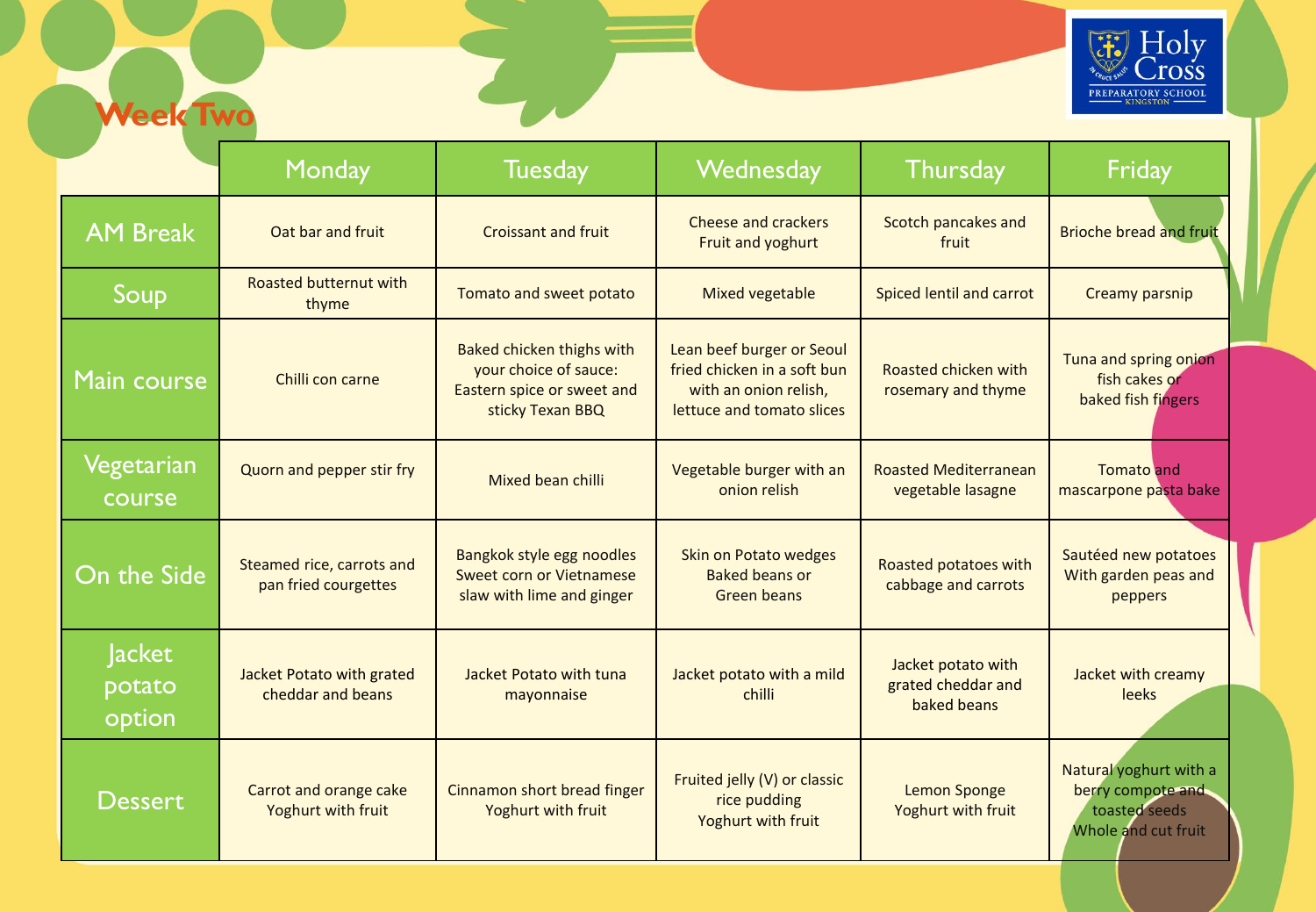Holy Cross Preparatory School Kingston

## Week Two

| | Monday | Tuesday | Wednesday | Thursday | Friday |
|---|---|---|---|---|---|
| AM Break | Oat bar and fruit | Croissant and fruit | Cheese and crackers Fruit and yoghurt | Scotch pancakes and fruit | Brioche bread and fruit |
| Soup | Roasted butternut with thyme | Tomato and sweet potato | Mixed vegetable | Spiced lentil and carrot | Creamy parsnip |
| Main course | Chilli con carne | Baked chicken thighs with your choice of sauce: Eastern spice or sweet and sticky Texan BBQ | Lean beef burger or Seoul fried chicken in a soft bun with an onion relish, lettuce and tomato slices | Roasted chicken with rosemary and thyme | Tuna and spring onion fish cakes or baked fish fingers |
| Vegetarian course | Quorn and pepper stir fry | Mixed bean chilli | Vegetable burger with an onion relish | Roasted Mediterranean vegetable lasagne | Tomato and mascarpone pasta bake |
| On the Side | Steamed rice, carrots and pan fried courgettes | Bangkok style egg noodles Sweet corn or Vietnamese slaw with lime and ginger | Skin on Potato wedges Baked beans or Green beans | Roasted potatoes with cabbage and carrots | Sautéed new potatoes With garden peas and peppers |
| Jacket potato option | Jacket Potato with grated cheddar and beans | Jacket Potato with tuna mayonnaise | Jacket potato with a mild chilli | Jacket potato with grated cheddar and baked beans | Jacket with creamy leeks |
| Dessert | Carrot and orange cake Yoghurt with fruit | Cinnamon short bread finger Yoghurt with fruit | Fruited jelly (V) or classic rice pudding Yoghurt with fruit | Lemon Sponge Yoghurt with fruit | Natural yoghurt with a berry compote and toasted seeds Whole and cut fruit |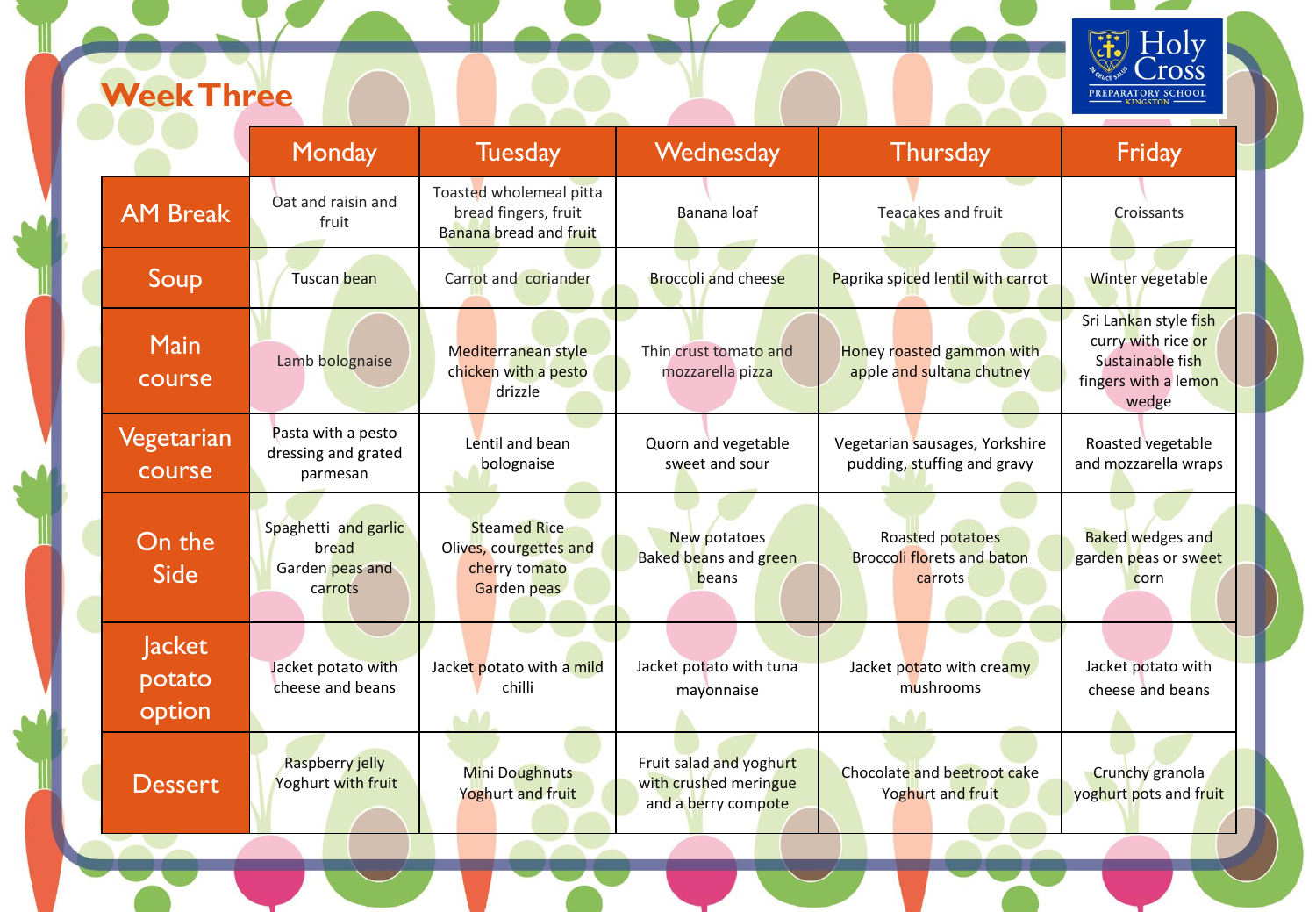# Week Three

Holy Cross Preparatory School Kingston

| | Monday | Tuesday | Wednesday | Thursday | Friday |
|---|---|---|---|---|---|
| AM Break | Oat and raisin and fruit | Toasted wholemeal pitta bread fingers, fruit Banana bread and fruit | Banana loaf | Teacakes and fruit | Croissants |
| Soup | Tuscan bean | Carrot and coriander | Broccoli and cheese | Paprika spiced lentil with carrot | Winter vegetable |
| Main course | Lamb bolognaise | Mediterranean style chicken with a pesto drizzle | Thin crust tomato and mozzarella pizza | Honey roasted gammon with apple and sultana chutney | Sri Lankan style fish curry with rice or Sustainable fish fingers with a lemon wedge |
| Vegetarian course | Pasta with a pesto dressing and grated parmesan | Lentil and bean bolognaise | Quorn and vegetable sweet and sour | Vegetarian sausages, Yorkshire pudding, stuffing and gravy | Roasted vegetable and mozzarella wraps |
| On the Side | Spaghetti and garlic bread Garden peas and carrots | Steamed Rice Olives, courgettes and cherry tomato Garden peas | New potatoes Baked beans and green beans | Roasted potatoes Broccoli florets and baton carrots | Baked wedges and garden peas or sweet corn |
| Jacket potato option | Jacket potato with cheese and beans | Jacket potato with a mild chilli | Jacket potato with tuna mayonnaise | Jacket potato with creamy mushrooms | Jacket potato with cheese and beans |
| Dessert | Raspberry jelly Yoghurt with fruit | Mini Doughnuts Yoghurt and fruit | Fruit salad and yoghurt with crushed meringue and a berry compote | Chocolate and beetroot cake Yoghurt and fruit | Crunchy granola yoghurt pots and fruit |